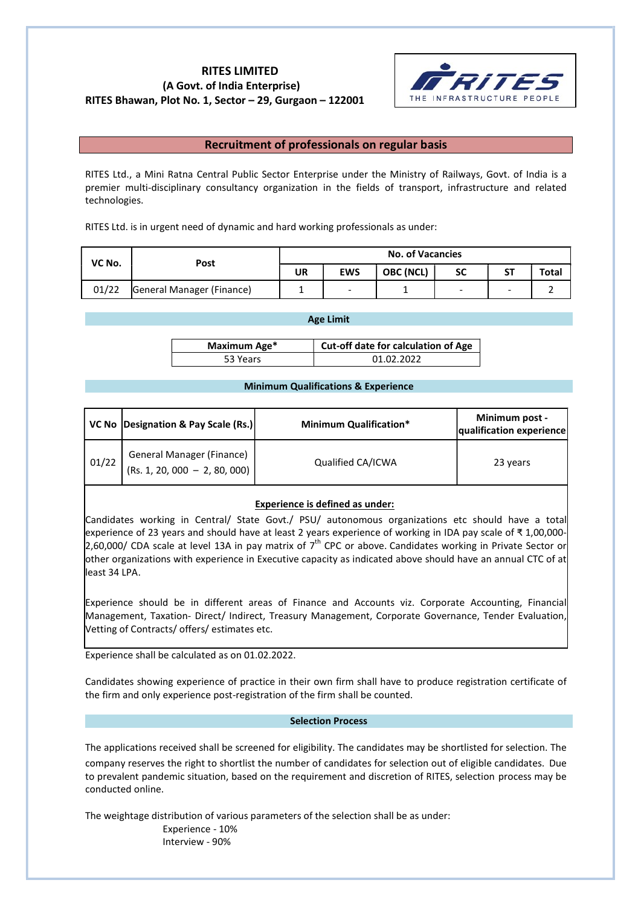# RITES LIMITED
**(A Govt. of India Enterprise)**
**RITES Bhawan, Plot No. 1, Sector – 29, Gurgaon – 122001**

THE INFRASTRUCTURE PEOPLE

## Recruitment of professionals on regular basis

RITES Ltd., a Mini Ratna Central Public Sector Enterprise under the Ministry of Railways, Govt. of India is a premier multi-disciplinary consultancy organization in the fields of transport, infrastructure and related technologies.

RITES Ltd. is in urgent need of dynamic and hard working professionals as under:

| VC No. | Post | No. of Vacancies | | | | | |
|---|---|---|---|---|---|---|---|
| | | UR | EWS | OBC (NCL) | SC | ST | Total |
| 01/22 | General Manager (Finance) | 1 | - | 1 | - | - | 2 |

### Age Limit

| Maximum Age* | Cut-off date for calculation of Age |
|---|---|
| 53 Years | 01.02.2022 |

### Minimum Qualifications & Experience

| VC No | Designation & Pay Scale (Rs.) | Minimum Qualification* | Minimum post - qualification experience |
|---|---|---|---|
| 01/22 | General Manager (Finance) (Rs. 1, 20, 000 – 2, 80, 000) | Qualified CA/ICWA | 23 years |

**Experience is defined as under:**

Candidates working in Central/ State Govt./ PSU/ autonomous organizations etc should have a total experience of 23 years and should have at least 2 years experience of working in IDA pay scale of ₹ 1,00,000-2,60,000/ CDA scale at level 13A in pay matrix of 7th CPC or above. Candidates working in Private Sector or other organizations with experience in Executive capacity as indicated above should have an annual CTC of at least 34 LPA.

Experience should be in different areas of Finance and Accounts viz. Corporate Accounting, Financial Management, Taxation- Direct/ Indirect, Treasury Management, Corporate Governance, Tender Evaluation, Vetting of Contracts/ offers/ estimates etc.

Experience shall be calculated as on 01.02.2022.

Candidates showing experience of practice in their own firm shall have to produce registration certificate of the firm and only experience post-registration of the firm shall be counted.

### Selection Process

The applications received shall be screened for eligibility. The candidates may be shortlisted for selection. The company reserves the right to shortlist the number of candidates for selection out of eligible candidates. Due to prevalent pandemic situation, based on the requirement and discretion of RITES, selection process may be conducted online.

The weightage distribution of various parameters of the selection shall be as under:

Experience - 10%
Interview - 90%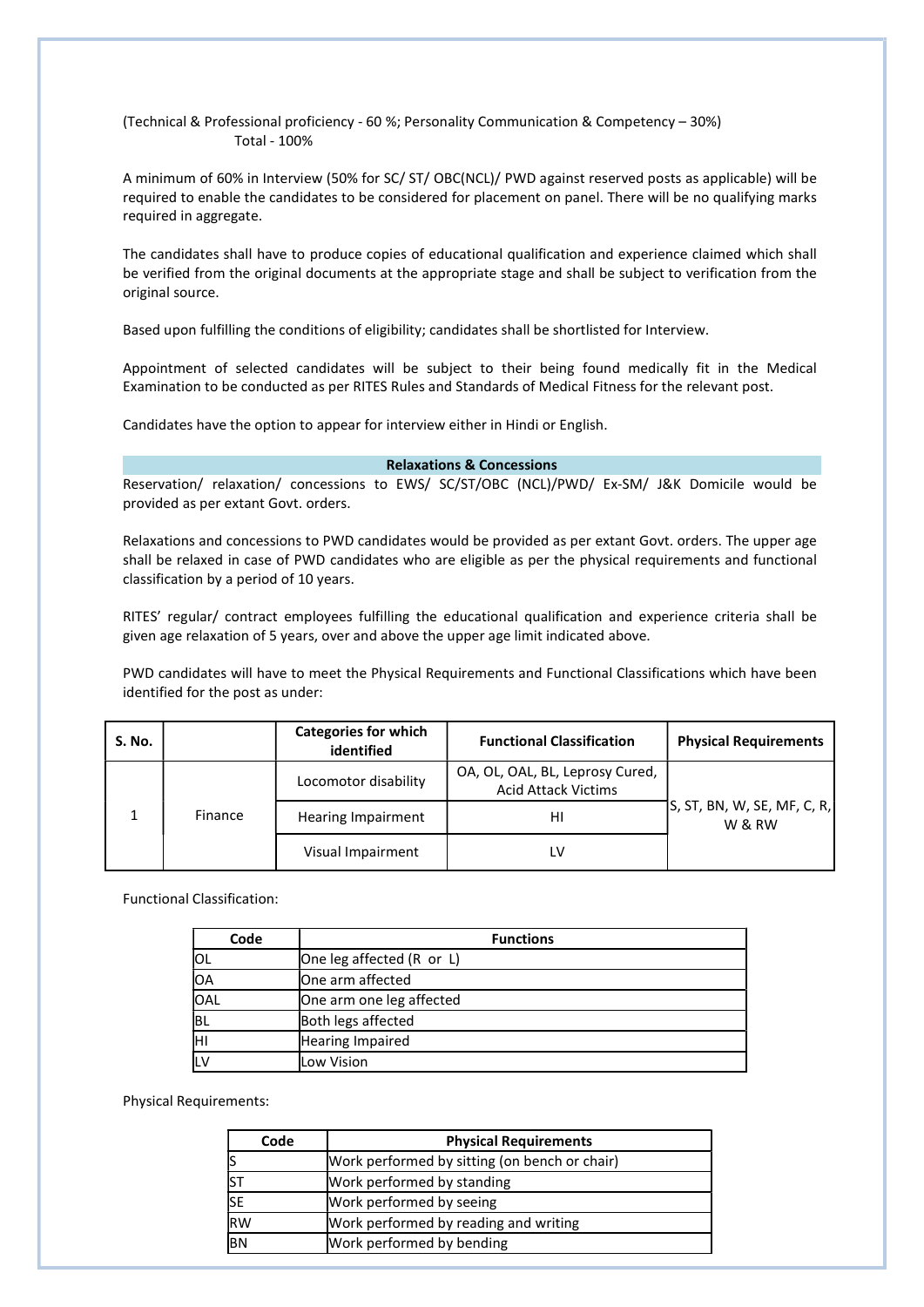(Technical & Professional proficiency - 60 %; Personality Communication & Competency – 30%)
Total - 100%

A minimum of 60% in Interview (50% for SC/ ST/ OBC(NCL)/ PWD against reserved posts as applicable) will be required to enable the candidates to be considered for placement on panel. There will be no qualifying marks required in aggregate.

The candidates shall have to produce copies of educational qualification and experience claimed which shall be verified from the original documents at the appropriate stage and shall be subject to verification from the original source.

Based upon fulfilling the conditions of eligibility; candidates shall be shortlisted for Interview.

Appointment of selected candidates will be subject to their being found medically fit in the Medical Examination to be conducted as per RITES Rules and Standards of Medical Fitness for the relevant post.

Candidates have the option to appear for interview either in Hindi or English.

## Relaxations & Concessions

Reservation/ relaxation/ concessions to EWS/ SC/ST/OBC (NCL)/PWD/ Ex-SM/ J&K Domicile would be provided as per extant Govt. orders.

Relaxations and concessions to PWD candidates would be provided as per extant Govt. orders. The upper age shall be relaxed in case of PWD candidates who are eligible as per the physical requirements and functional classification by a period of 10 years.

RITES' regular/ contract employees fulfilling the educational qualification and experience criteria shall be given age relaxation of 5 years, over and above the upper age limit indicated above.

PWD candidates will have to meet the Physical Requirements and Functional Classifications which have been identified for the post as under:

| S. No. | | Categories for which identified | Functional Classification | Physical Requirements |
|---|---|---|---|---|
| 1 | Finance | Locomotor disability | OA, OL, OAL, BL, Leprosy Cured, Acid Attack Victims | S, ST, BN, W, SE, MF, C, R, W & RW |
| | | Hearing Impairment | HI | |
| | | Visual Impairment | LV | |

Functional Classification:

| Code | Functions |
|---|---|
| OL | One leg affected (R or L) |
| OA | One arm affected |
| OAL | One arm one leg affected |
| BL | Both legs affected |
| HI | Hearing Impaired |
| LV | Low Vision |

Physical Requirements:

| Code | Physical Requirements |
|---|---|
| S | Work performed by sitting (on bench or chair) |
| ST | Work performed by standing |
| SE | Work performed by seeing |
| RW | Work performed by reading and writing |
| BN | Work performed by bending |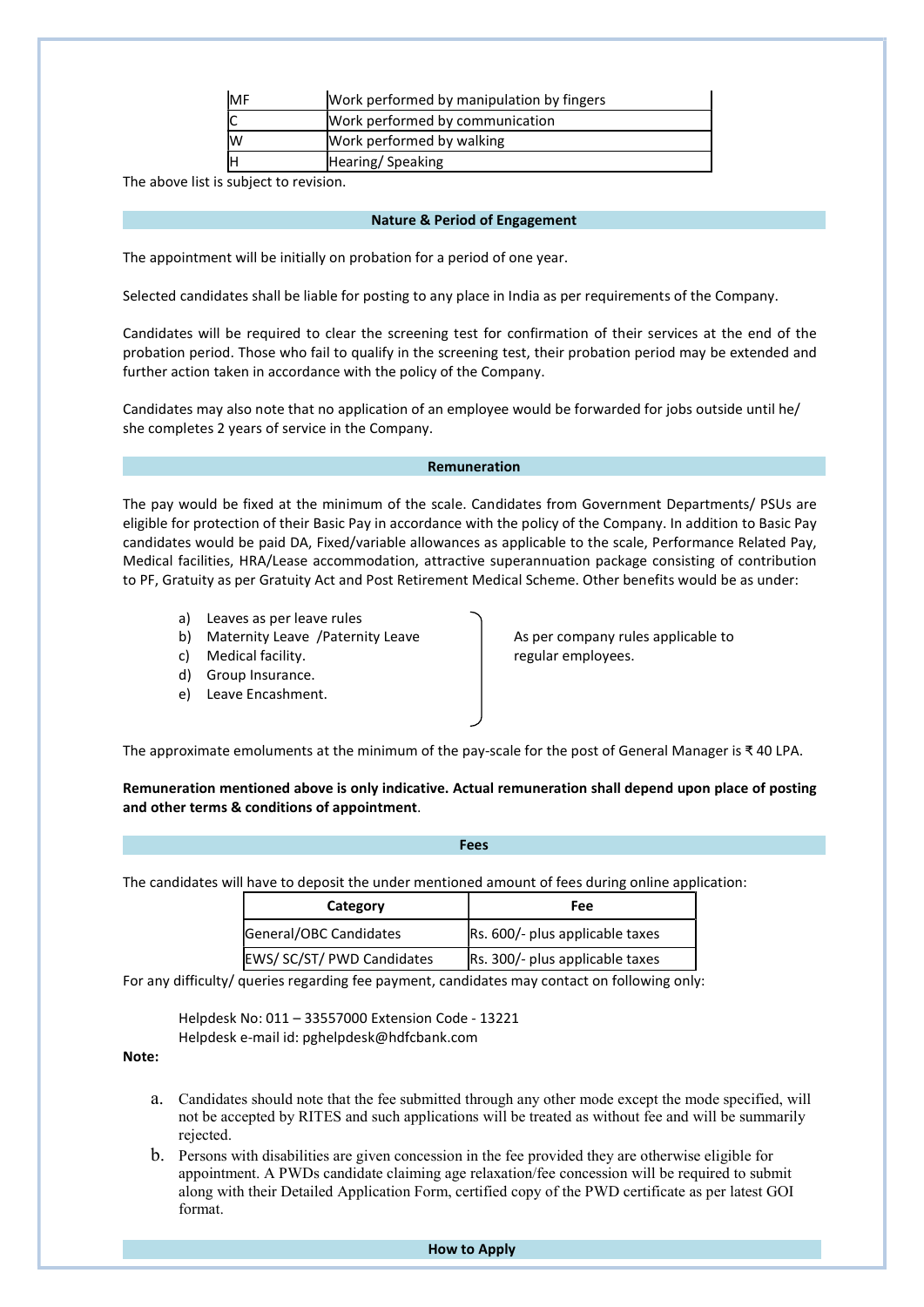| MF | Work performed by manipulation by fingers |
| --- | --- |
| C | Work performed by communication |
| W | Work performed by walking |
| H | Hearing/ Speaking |

The above list is subject to revision.

## Nature & Period of Engagement

The appointment will be initially on probation for a period of one year.

Selected candidates shall be liable for posting to any place in India as per requirements of the Company.

Candidates will be required to clear the screening test for confirmation of their services at the end of the probation period. Those who fail to qualify in the screening test, their probation period may be extended and further action taken in accordance with the policy of the Company.

Candidates may also note that no application of an employee would be forwarded for jobs outside until he/ she completes 2 years of service in the Company.

## Remuneration

The pay would be fixed at the minimum of the scale. Candidates from Government Departments/ PSUs are eligible for protection of their Basic Pay in accordance with the policy of the Company. In addition to Basic Pay candidates would be paid DA, Fixed/variable allowances as applicable to the scale, Performance Related Pay, Medical facilities, HRA/Lease accommodation, attractive superannuation package consisting of contribution to PF, Gratuity as per Gratuity Act and Post Retirement Medical Scheme. Other benefits would be as under:

a) Leaves as per leave rules
b) Maternity Leave /Paternity Leave
c) Medical facility.
d) Group Insurance.
e) Leave Encashment.

As per company rules applicable to regular employees.

The approximate emoluments at the minimum of the pay-scale for the post of General Manager is ₹ 40 LPA.

**Remuneration mentioned above is only indicative. Actual remuneration shall depend upon place of posting and other terms & conditions of appointment**.

## Fees

The candidates will have to deposit the under mentioned amount of fees during online application:

| Category | Fee |
| --- | --- |
| General/OBC Candidates | Rs. 600/- plus applicable taxes |
| EWS/ SC/ST/ PWD Candidates | Rs. 300/- plus applicable taxes |

For any difficulty/ queries regarding fee payment, candidates may contact on following only:

Helpdesk No: 011 – 33557000 Extension Code - 13221
Helpdesk e-mail id: pghelpdesk@hdfcbank.com

**Note:**

a. Candidates should note that the fee submitted through any other mode except the mode specified, will not be accepted by RITES and such applications will be treated as without fee and will be summarily rejected.
b. Persons with disabilities are given concession in the fee provided they are otherwise eligible for appointment. A PWDs candidate claiming age relaxation/fee concession will be required to submit along with their Detailed Application Form, certified copy of the PWD certificate as per latest GOI format.

## How to Apply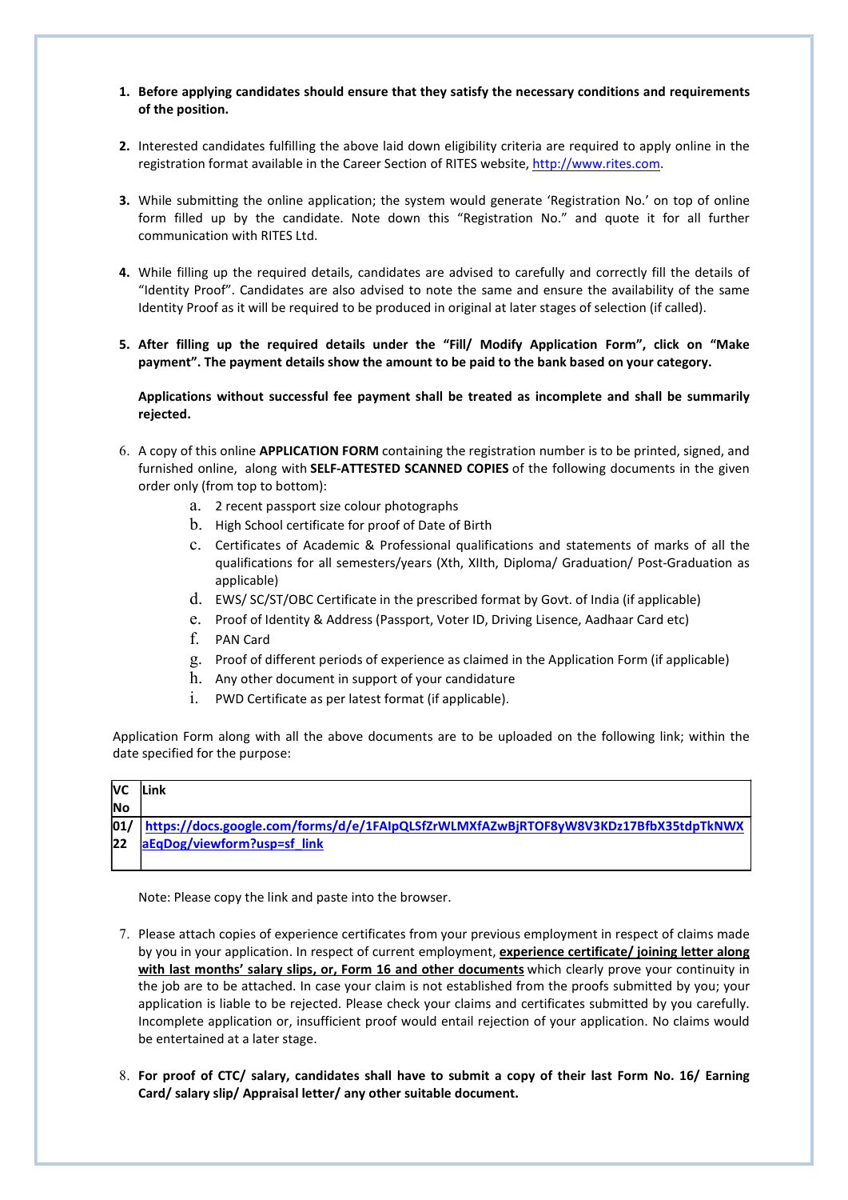1. **Before applying candidates should ensure that they satisfy the necessary conditions and requirements of the position.**

2. Interested candidates fulfilling the above laid down eligibility criteria are required to apply online in the registration format available in the Career Section of RITES website, http://www.rites.com.

3. While submitting the online application; the system would generate 'Registration No.' on top of online form filled up by the candidate. Note down this "Registration No." and quote it for all further communication with RITES Ltd.

4. While filling up the required details, candidates are advised to carefully and correctly fill the details of "Identity Proof". Candidates are also advised to note the same and ensure the availability of the same Identity Proof as it will be required to be produced in original at later stages of selection (if called).

5. **After filling up the required details under the "Fill/ Modify Application Form", click on "Make payment". The payment details show the amount to be paid to the bank based on your category.**

   **Applications without successful fee payment shall be treated as incomplete and shall be summarily rejected.**

6. A copy of this online **APPLICATION FORM** containing the registration number is to be printed, signed, and furnished online, along with **SELF-ATTESTED SCANNED COPIES** of the following documents in the given order only (from top to bottom):
   a. 2 recent passport size colour photographs
   b. High School certificate for proof of Date of Birth
   c. Certificates of Academic & Professional qualifications and statements of marks of all the qualifications for all semesters/years (Xth, XIIth, Diploma/ Graduation/ Post-Graduation as applicable)
   d. EWS/ SC/ST/OBC Certificate in the prescribed format by Govt. of India (if applicable)
   e. Proof of Identity & Address (Passport, Voter ID, Driving Lisence, Aadhaar Card etc)
   f. PAN Card
   g. Proof of different periods of experience as claimed in the Application Form (if applicable)
   h. Any other document in support of your candidature
   i. PWD Certificate as per latest format (if applicable).

Application Form along with all the above documents are to be uploaded on the following link; within the date specified for the purpose:

| VC No | Link |
|---|---|
| 01/ 22 | **https://docs.google.com/forms/d/e/1FAIpQLSfZrWLMXfAZwBjRTOF8yW8V3KDz17BfbX35tdpTkNWXaEqDog/viewform?usp=sf_link** |

Note: Please copy the link and paste into the browser.

7. Please attach copies of experience certificates from your previous employment in respect of claims made by you in your application. In respect of current employment, **experience certificate/ joining letter along with last months' salary slips, or, Form 16 and other documents** which clearly prove your continuity in the job are to be attached. In case your claim is not established from the proofs submitted by you; your application is liable to be rejected. Please check your claims and certificates submitted by you carefully. Incomplete application or, insufficient proof would entail rejection of your application. No claims would be entertained at a later stage.

8. **For proof of CTC/ salary, candidates shall have to submit a copy of their last Form No. 16/ Earning Card/ salary slip/ Appraisal letter/ any other suitable document.**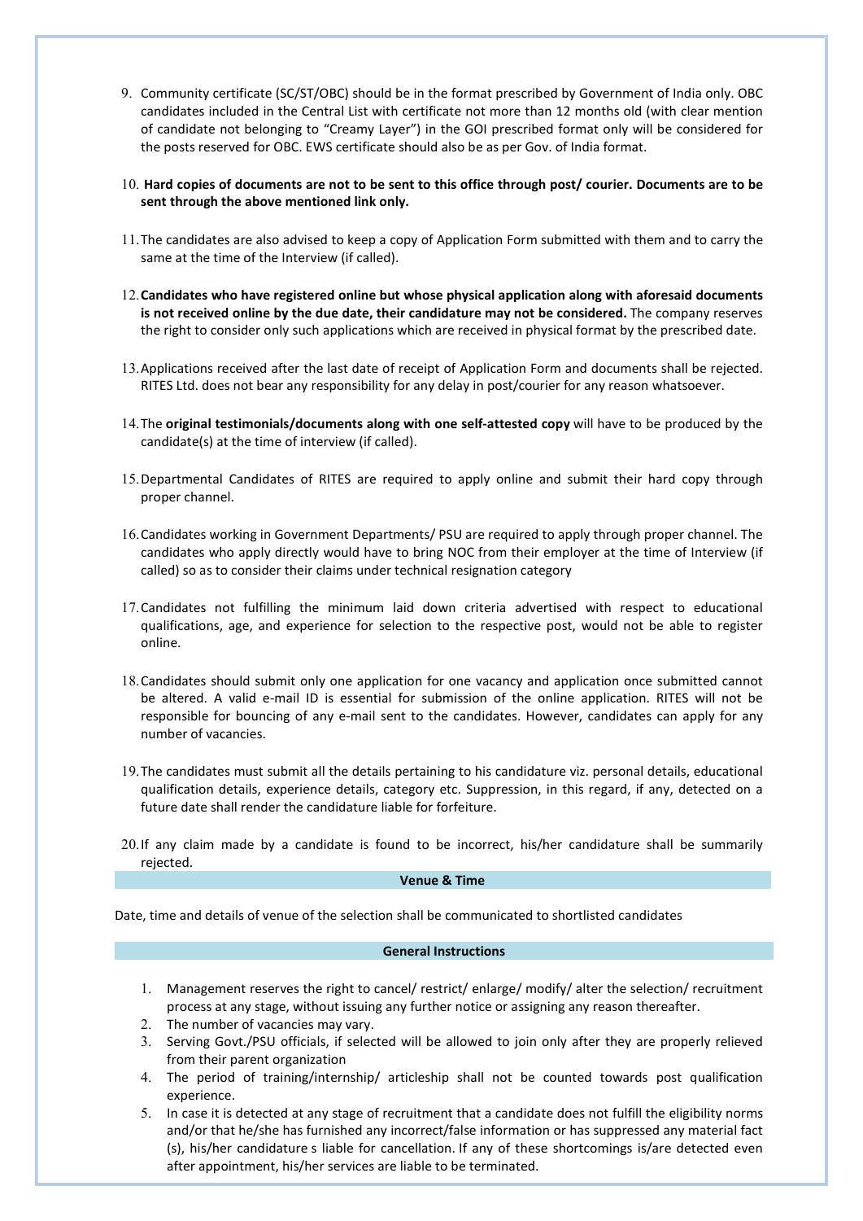9. Community certificate (SC/ST/OBC) should be in the format prescribed by Government of India only. OBC candidates included in the Central List with certificate not more than 12 months old (with clear mention of candidate not belonging to "Creamy Layer") in the GOI prescribed format only will be considered for the posts reserved for OBC. EWS certificate should also be as per Gov. of India format.

10. **Hard copies of documents are not to be sent to this office through post/ courier. Documents are to be sent through the above mentioned link only.**

11. The candidates are also advised to keep a copy of Application Form submitted with them and to carry the same at the time of the Interview (if called).

12. **Candidates who have registered online but whose physical application along with aforesaid documents is not received online by the due date, their candidature may not be considered.** The company reserves the right to consider only such applications which are received in physical format by the prescribed date.

13. Applications received after the last date of receipt of Application Form and documents shall be rejected. RITES Ltd. does not bear any responsibility for any delay in post/courier for any reason whatsoever.

14. The **original testimonials/documents along with one self-attested copy** will have to be produced by the candidate(s) at the time of interview (if called).

15. Departmental Candidates of RITES are required to apply online and submit their hard copy through proper channel.

16. Candidates working in Government Departments/ PSU are required to apply through proper channel. The candidates who apply directly would have to bring NOC from their employer at the time of Interview (if called) so as to consider their claims under technical resignation category

17. Candidates not fulfilling the minimum laid down criteria advertised with respect to educational qualifications, age, and experience for selection to the respective post, would not be able to register online.

18. Candidates should submit only one application for one vacancy and application once submitted cannot be altered. A valid e-mail ID is essential for submission of the online application. RITES will not be responsible for bouncing of any e-mail sent to the candidates. However, candidates can apply for any number of vacancies.

19. The candidates must submit all the details pertaining to his candidature viz. personal details, educational qualification details, experience details, category etc. Suppression, in this regard, if any, detected on a future date shall render the candidature liable for forfeiture.

20. If any claim made by a candidate is found to be incorrect, his/her candidature shall be summarily rejected.

## Venue & Time

Date, time and details of venue of the selection shall be communicated to shortlisted candidates

## General Instructions

1. Management reserves the right to cancel/ restrict/ enlarge/ modify/ alter the selection/ recruitment process at any stage, without issuing any further notice or assigning any reason thereafter.
2. The number of vacancies may vary.
3. Serving Govt./PSU officials, if selected will be allowed to join only after they are properly relieved from their parent organization
4. The period of training/internship/ articleship shall not be counted towards post qualification experience.
5. In case it is detected at any stage of recruitment that a candidate does not fulfill the eligibility norms and/or that he/she has furnished any incorrect/false information or has suppressed any material fact (s), his/her candidature s liable for cancellation. If any of these shortcomings is/are detected even after appointment, his/her services are liable to be terminated.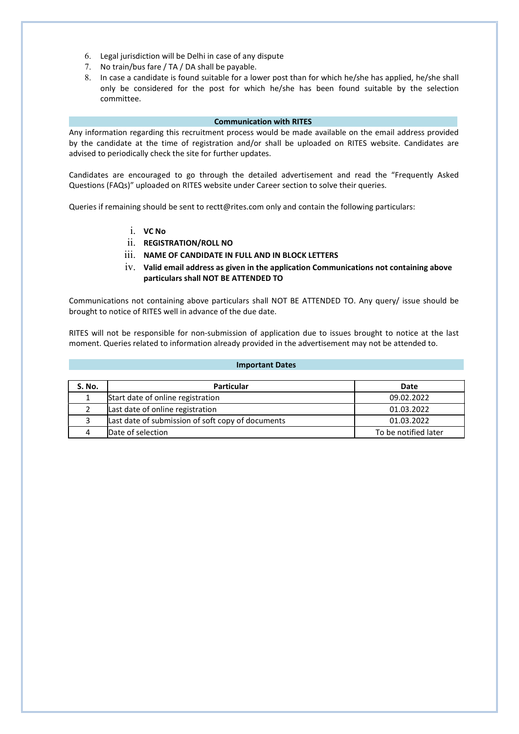6. Legal jurisdiction will be Delhi in case of any dispute
7. No train/bus fare / TA / DA shall be payable.
8. In case a candidate is found suitable for a lower post than for which he/she has applied, he/she shall only be considered for the post for which he/she has been found suitable by the selection committee.

## Communication with RITES

Any information regarding this recruitment process would be made available on the email address provided by the candidate at the time of registration and/or shall be uploaded on RITES website. Candidates are advised to periodically check the site for further updates.

Candidates are encouraged to go through the detailed advertisement and read the "Frequently Asked Questions (FAQs)" uploaded on RITES website under Career section to solve their queries.

Queries if remaining should be sent to rectt@rites.com only and contain the following particulars:

i. **VC No**
ii. **REGISTRATION/ROLL NO**
iii. **NAME OF CANDIDATE IN FULL AND IN BLOCK LETTERS**
iv. **Valid email address as given in the application Communications not containing above particulars shall NOT BE ATTENDED TO**

Communications not containing above particulars shall NOT BE ATTENDED TO. Any query/ issue should be brought to notice of RITES well in advance of the due date.

RITES will not be responsible for non-submission of application due to issues brought to notice at the last moment. Queries related to information already provided in the advertisement may not be attended to.

## Important Dates

| S. No. | Particular | Date |
|---|---|---|
| 1 | Start date of online registration | 09.02.2022 |
| 2 | Last date of online registration | 01.03.2022 |
| 3 | Last date of submission of soft copy of documents | 01.03.2022 |
| 4 | Date of selection | To be notified later |